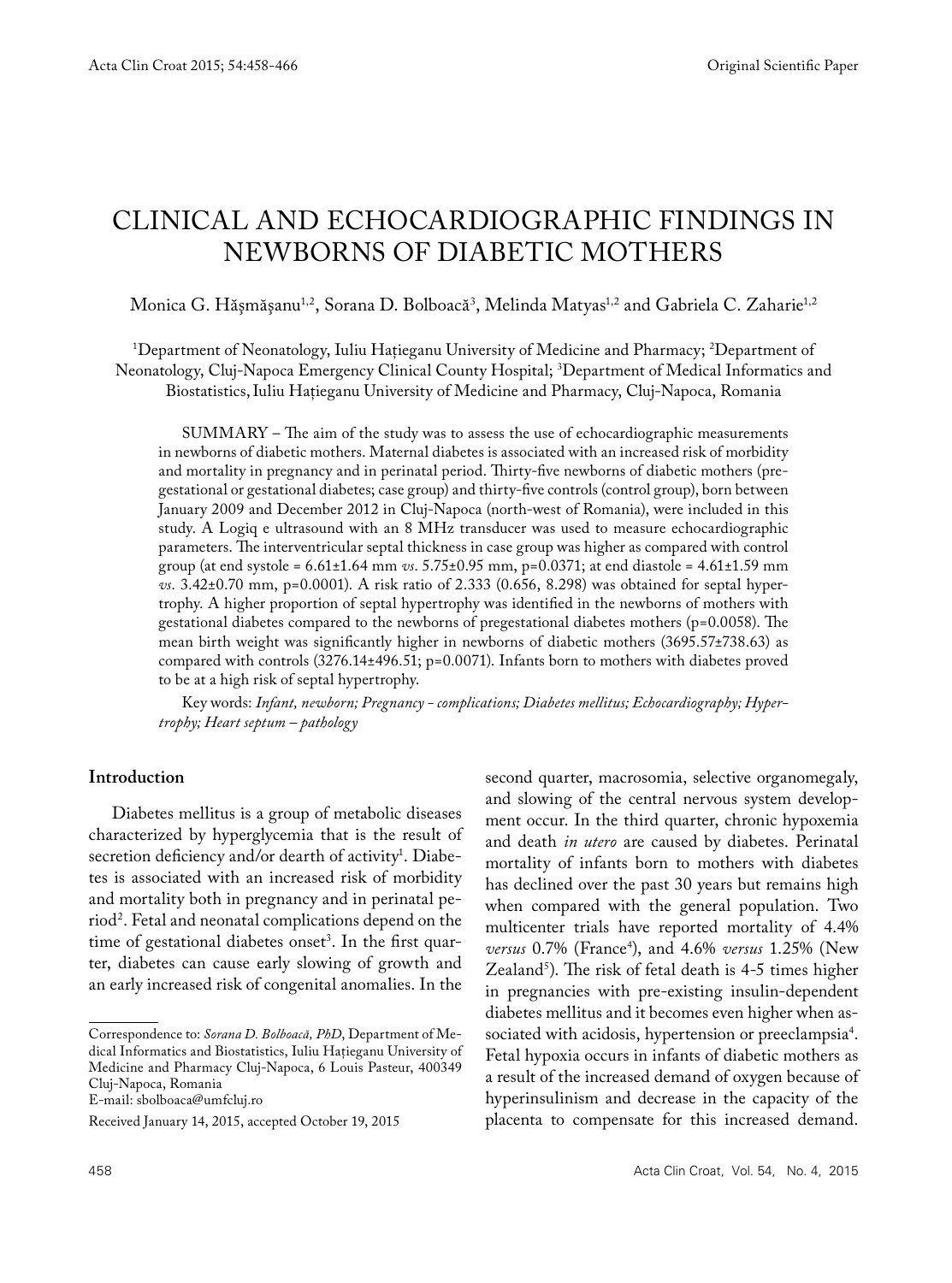Original Scientific Paper

# CLINICAL AND ECHOCARDIOGRAPHIC FINDINGS IN NEWBORNS OF DIABETIC MOTHERS

Monica G. Hăşmăşanu[1,2], Sorana D. Bolboacă[3], Melinda Matyas[1,2] and Gabriela C. Zaharie[1,2]

[1]Department of Neonatology, Iuliu Haţieganu University of Medicine and Pharmacy; [2]Department of Neonatology, Cluj-Napoca Emergency Clinical County Hospital; [3]Department of Medical Informatics and Biostatistics, Iuliu Haţieganu University of Medicine and Pharmacy, Cluj-Napoca, Romania

SUMMARY – The aim of the study was to assess the use of echocardiographic measurements in newborns of diabetic mothers. Maternal diabetes is associated with an increased risk of morbidity and mortality in pregnancy and in perinatal period. Thirty-five newborns of diabetic mothers (pregestational or gestational diabetes; case group) and thirty-five controls (control group), born between January 2009 and December 2012 in Cluj-Napoca (north-west of Romania), were included in this study. A Logiq e ultrasound with an 8 MHz transducer was used to measure echocardiographic parameters. The interventricular septal thickness in case group was higher as compared with control group (at end systole = 6.61±1.64 mm *vs*. 5.75±0.95 mm, p=0.0371; at end diastole = 4.61±1.59 mm *vs*. 3.42±0.70 mm, p=0.0001). A risk ratio of 2.333 (0.656, 8.298) was obtained for septal hypertrophy. A higher proportion of septal hypertrophy was identified in the newborns of mothers with gestational diabetes compared to the newborns of pregestational diabetes mothers (p=0.0058). The mean birth weight was significantly higher in newborns of diabetic mothers (3695.57±738.63) as compared with controls (3276.14±496.51; p=0.0071). Infants born to mothers with diabetes proved to be at a high risk of septal hypertrophy.

Key words: *Infant, newborn; Pregnancy - complications; Diabetes mellitus; Echocardiography; Hypertrophy; Heart septum – pathology*

## Introduction

Diabetes mellitus is a group of metabolic diseases characterized by hyperglycemia that is the result of secretion deficiency and/or dearth of activity[1]. Diabetes is associated with an increased risk of morbidity and mortality both in pregnancy and in perinatal period[2]. Fetal and neonatal complications depend on the time of gestational diabetes onset[3]. In the first quarter, diabetes can cause early slowing of growth and an early increased risk of congenital anomalies. In the second quarter, macrosomia, selective organomegaly, and slowing of the central nervous system development occur. In the third quarter, chronic hypoxemia and death *in utero* are caused by diabetes. Perinatal mortality of infants born to mothers with diabetes has declined over the past 30 years but remains high when compared with the general population. Two multicenter trials have reported mortality of 4.4% *versus* 0.7% (France[4]), and 4.6% *versus* 1.25% (New Zealand[5]). The risk of fetal death is 4-5 times higher in pregnancies with pre-existing insulin-dependent diabetes mellitus and it becomes even higher when associated with acidosis, hypertension or preeclampsia[4]. Fetal hypoxia occurs in infants of diabetic mothers as a result of the increased demand of oxygen because of hyperinsulinism and decrease in the capacity of the placenta to compensate for this increased demand.

Correspondence to: *Sorana D. Bolboacă, PhD*, Department of Medical Informatics and Biostatistics, Iuliu Haţieganu University of Medicine and Pharmacy Cluj-Napoca, 6 Louis Pasteur, 400349 Cluj-Napoca, Romania
E-mail: sbolboaca@umfcluj.ro

Received January 14, 2015, accepted October 19, 2015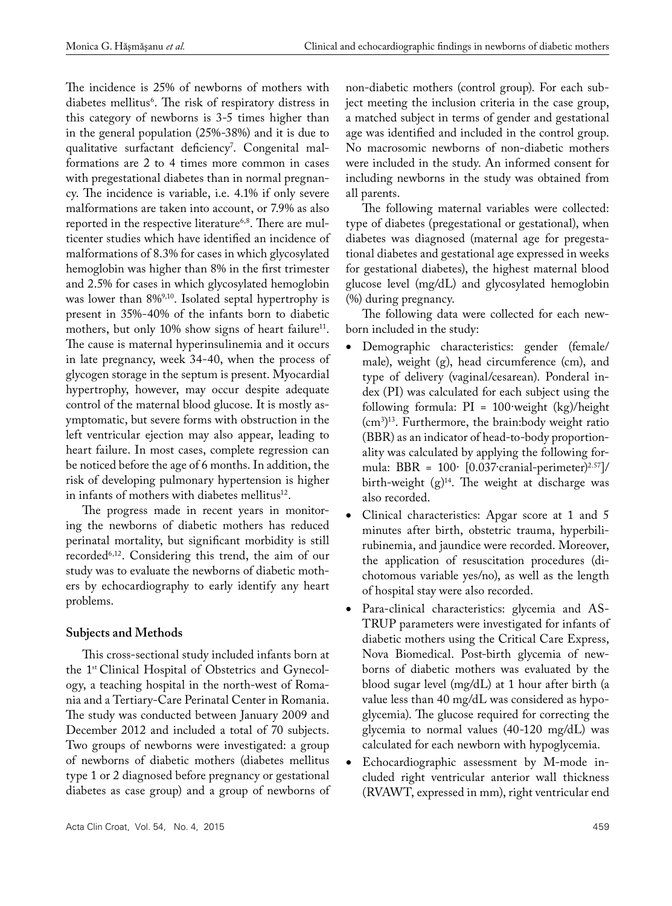The incidence is 25% of newborns of mothers with diabetes mellitus[6]. The risk of respiratory distress in this category of newborns is 3-5 times higher than in the general population (25%-38%) and it is due to qualitative surfactant deficiency[7]. Congenital malformations are 2 to 4 times more common in cases with pregestational diabetes than in normal pregnancy. The incidence is variable, i.e. 4.1% if only severe malformations are taken into account, or 7.9% as also reported in the respective literature[6,8]. There are multicenter studies which have identified an incidence of malformations of 8.3% for cases in which glycosylated hemoglobin was higher than 8% in the first trimester and 2.5% for cases in which glycosylated hemoglobin was lower than 8%[9,10]. Isolated septal hypertrophy is present in 35%-40% of the infants born to diabetic mothers, but only 10% show signs of heart failure[11]. The cause is maternal hyperinsulinemia and it occurs in late pregnancy, week 34-40, when the process of glycogen storage in the septum is present. Myocardial hypertrophy, however, may occur despite adequate control of the maternal blood glucose. It is mostly asymptomatic, but severe forms with obstruction in the left ventricular ejection may also appear, leading to heart failure. In most cases, complete regression can be noticed before the age of 6 months. In addition, the risk of developing pulmonary hypertension is higher in infants of mothers with diabetes mellitus[12].

The progress made in recent years in monitoring the newborns of diabetic mothers has reduced perinatal mortality, but significant morbidity is still recorded[6,12]. Considering this trend, the aim of our study was to evaluate the newborns of diabetic mothers by echocardiography to early identify any heart problems.

## Subjects and Methods

This cross-sectional study included infants born at the 1st Clinical Hospital of Obstetrics and Gynecology, a teaching hospital in the north-west of Romania and a Tertiary-Care Perinatal Center in Romania. The study was conducted between January 2009 and December 2012 and included a total of 70 subjects. Two groups of newborns were investigated: a group of newborns of diabetic mothers (diabetes mellitus type 1 or 2 diagnosed before pregnancy or gestational diabetes as case group) and a group of newborns of non-diabetic mothers (control group). For each subject meeting the inclusion criteria in the case group, a matched subject in terms of gender and gestational age was identified and included in the control group. No macrosomic newborns of non-diabetic mothers were included in the study. An informed consent for including newborns in the study was obtained from all parents.

The following maternal variables were collected: type of diabetes (pregestational or gestational), when diabetes was diagnosed (maternal age for pregestational diabetes and gestational age expressed in weeks for gestational diabetes), the highest maternal blood glucose level (mg/dL) and glycosylated hemoglobin (%) during pregnancy.

The following data were collected for each newborn included in the study:

- Demographic characteristics: gender (female/male), weight (g), head circumference (cm), and type of delivery (vaginal/cesarean). Ponderal index (PI) was calculated for each subject using the following formula: $PI = 100 \cdot weight\ (kg)/height\ (cm^3)$[13]. Furthermore, the brain:body weight ratio (BBR) as an indicator of head-to-body proportionality was calculated by applying the following formula: $BBR = 100 \cdot [0.037 \cdot cranial\text{-}perimeter)^{2.57}]/birth\text{-}weight\ (g)$[14]. The weight at discharge was also recorded.
- Clinical characteristics: Apgar score at 1 and 5 minutes after birth, obstetric trauma, hyperbilirubinemia, and jaundice were recorded. Moreover, the application of resuscitation procedures (dichotomous variable yes/no), as well as the length of hospital stay were also recorded.
- Para-clinical characteristics: glycemia and ASTRUP parameters were investigated for infants of diabetic mothers using the Critical Care Express, Nova Biomedical. Post-birth glycemia of newborns of diabetic mothers was evaluated by the blood sugar level (mg/dL) at 1 hour after birth (a value less than 40 mg/dL was considered as hypoglycemia). The glucose required for correcting the glycemia to normal values (40-120 mg/dL) was calculated for each newborn with hypoglycemia.
- Echocardiographic assessment by M-mode included right ventricular anterior wall thickness (RVAWT, expressed in mm), right ventricular end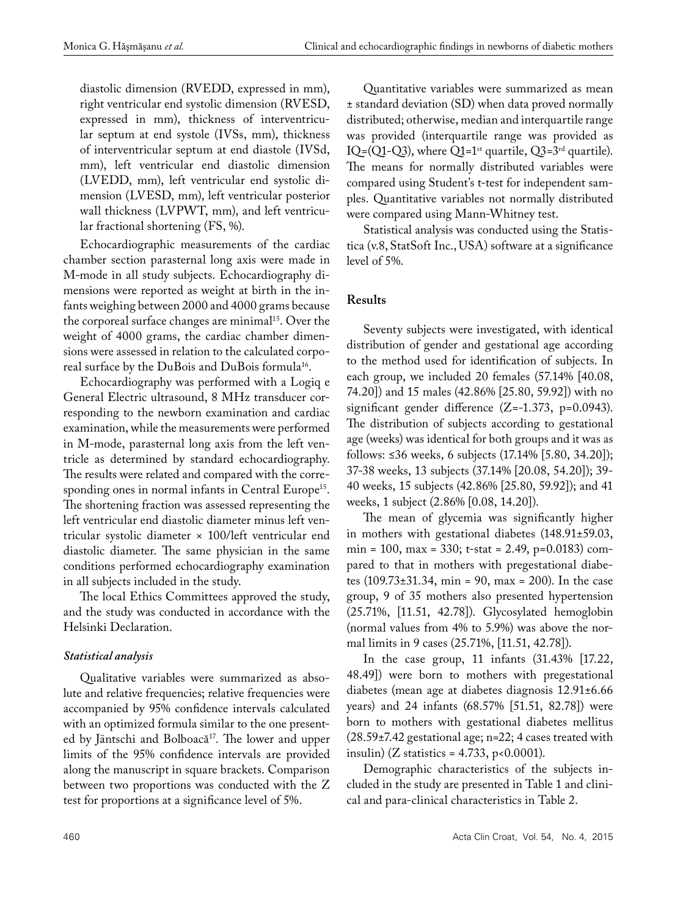diastolic dimension (RVEDD, expressed in mm), right ventricular end systolic dimension (RVESD, expressed in mm), thickness of interventricular septum at end systole (IVSs, mm), thickness of interventricular septum at end diastole (IVSd, mm), left ventricular end diastolic dimension (LVEDD, mm), left ventricular end systolic dimension (LVESD, mm), left ventricular posterior wall thickness (LVPWT, mm), and left ventricular fractional shortening (FS, %).

Echocardiographic measurements of the cardiac chamber section parasternal long axis were made in M-mode in all study subjects. Echocardiography dimensions were reported as weight at birth in the infants weighing between 2000 and 4000 grams because the corporeal surface changes are minimal[15]. Over the weight of 4000 grams, the cardiac chamber dimensions were assessed in relation to the calculated corporeal surface by the DuBois and DuBois formula[16].

Echocardiography was performed with a Logiq e General Electric ultrasound, 8 MHz transducer corresponding to the newborn examination and cardiac examination, while the measurements were performed in M-mode, parasternal long axis from the left ventricle as determined by standard echocardiography. The results were related and compared with the corresponding ones in normal infants in Central Europe[15]. The shortening fraction was assessed representing the left ventricular end diastolic diameter minus left ventricular systolic diameter × 100/left ventricular end diastolic diameter. The same physician in the same conditions performed echocardiography examination in all subjects included in the study.

The local Ethics Committees approved the study, and the study was conducted in accordance with the Helsinki Declaration.

### *Statistical analysis*

Qualitative variables were summarized as absolute and relative frequencies; relative frequencies were accompanied by 95% confidence intervals calculated with an optimized formula similar to the one presented by Jäntschi and Bolboacă[17]. The lower and upper limits of the 95% confidence intervals are provided along the manuscript in square brackets. Comparison between two proportions was conducted with the Z test for proportions at a significance level of 5%.

Quantitative variables were summarized as mean ± standard deviation (SD) when data proved normally distributed; otherwise, median and interquartile range was provided (interquartile range was provided as IQ=(Q1-Q3), where Q1=1[st] quartile, Q3=3[rd] quartile). The means for normally distributed variables were compared using Student's t-test for independent samples. Quantitative variables not normally distributed were compared using Mann-Whitney test.

Statistical analysis was conducted using the Statistica (v.8, StatSoft Inc., USA) software at a significance level of 5%.

## Results

Seventy subjects were investigated, with identical distribution of gender and gestational age according to the method used for identification of subjects. In each group, we included 20 females (57.14% [40.08, 74.20]) and 15 males (42.86% [25.80, 59.92]) with no significant gender difference ($Z=-1.373$, $p=0.0943$). The distribution of subjects according to gestational age (weeks) was identical for both groups and it was as follows: ≤36 weeks, 6 subjects (17.14% [5.80, 34.20]); 37-38 weeks, 13 subjects (37.14% [20.08, 54.20]); 39-40 weeks, 15 subjects (42.86% [25.80, 59.92]); and 41 weeks, 1 subject (2.86% [0.08, 14.20]).

The mean of glycemia was significantly higher in mothers with gestational diabetes (148.91±59.03, min = 100, max = 330; t-stat = 2.49, $p=0.0183$) compared to that in mothers with pregestational diabetes (109.73±31.34, min = 90, max = 200). In the case group, 9 of 35 mothers also presented hypertension (25.71%, [11.51, 42.78]). Glycosylated hemoglobin (normal values from 4% to 5.9%) was above the normal limits in 9 cases (25.71%, [11.51, 42.78]).

In the case group, 11 infants (31.43% [17.22, 48.49]) were born to mothers with pregestational diabetes (mean age at diabetes diagnosis 12.91±6.66 years) and 24 infants (68.57% [51.51, 82.78]) were born to mothers with gestational diabetes mellitus (28.59±7.42 gestational age; n=22; 4 cases treated with insulin) (Z statistics = 4.733, $p<0.0001$).

Demographic characteristics of the subjects included in the study are presented in Table 1 and clinical and para-clinical characteristics in Table 2.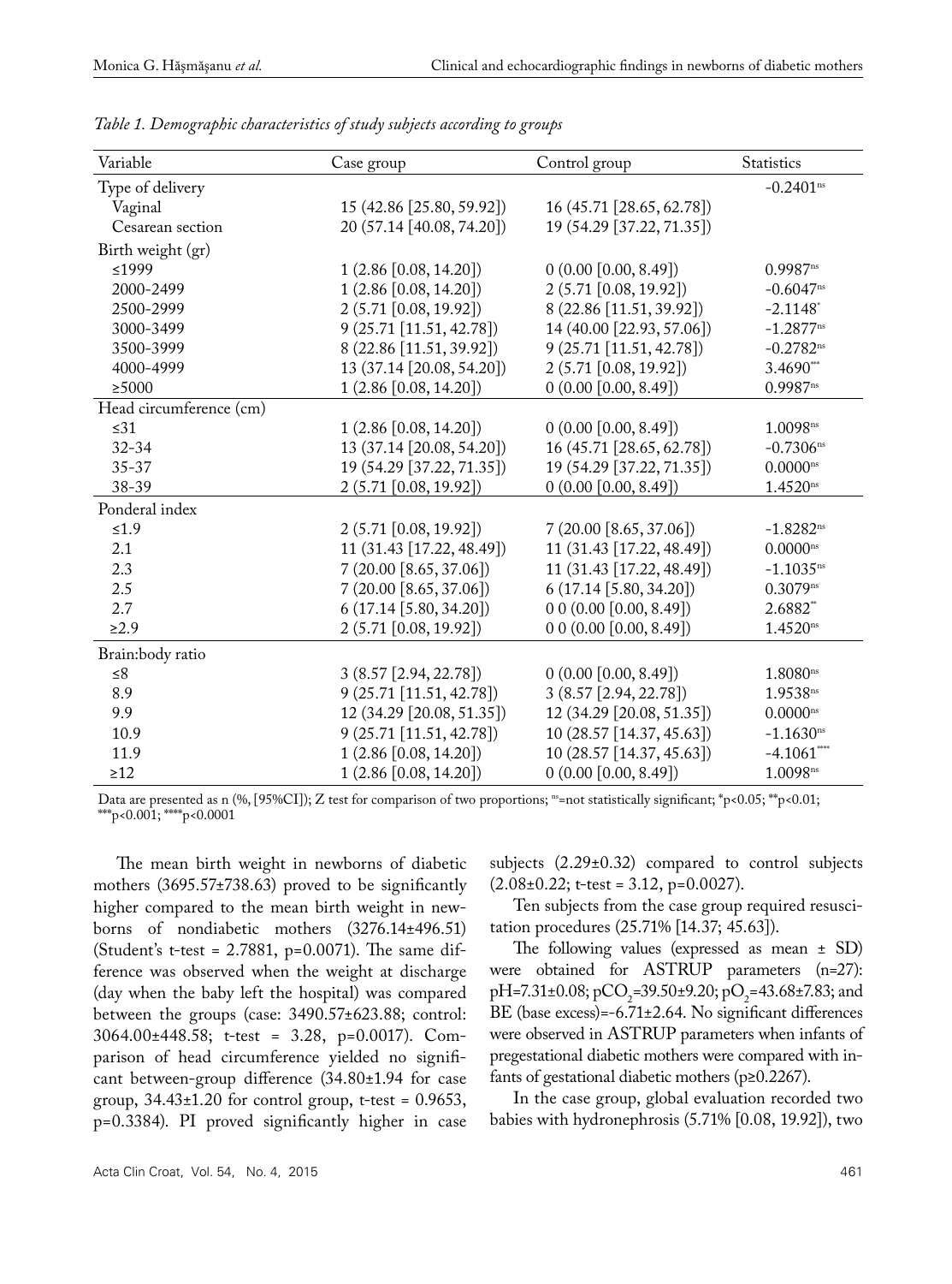*Table 1. Demographic characteristics of study subjects according to groups*

| Variable | Case group | Control group | Statistics |
|---|---|---|---|
| Type of delivery | | | -0.2401[ns] |
| Vaginal | 15 (42.86 [25.80, 59.92]) | 16 (45.71 [28.65, 62.78]) | |
| Cesarean section | 20 (57.14 [40.08, 74.20]) | 19 (54.29 [37.22, 71.35]) | |
| Birth weight (gr) | | | |
| ≤1999 | 1 (2.86 [0.08, 14.20]) | 0 (0.00 [0.00, 8.49]) | 0.9987[ns] |
| 2000-2499 | 1 (2.86 [0.08, 14.20]) | 2 (5.71 [0.08, 19.92]) | -0.6047[ns] |
| 2500-2999 | 2 (5.71 [0.08, 19.92]) | 8 (22.86 [11.51, 39.92]) | -2.1148[*] |
| 3000-3499 | 9 (25.71 [11.51, 42.78]) | 14 (40.00 [22.93, 57.06]) | -1.2877[ns] |
| 3500-3999 | 8 (22.86 [11.51, 39.92]) | 9 (25.71 [11.51, 42.78]) | -0.2782[ns] |
| 4000-4999 | 13 (37.14 [20.08, 54.20]) | 2 (5.71 [0.08, 19.92]) | 3.4690[***] |
| ≥5000 | 1 (2.86 [0.08, 14.20]) | 0 (0.00 [0.00, 8.49]) | 0.9987[ns] |
| Head circumference (cm) | | | |
| ≤31 | 1 (2.86 [0.08, 14.20]) | 0 (0.00 [0.00, 8.49]) | 1.0098[ns] |
| 32-34 | 13 (37.14 [20.08, 54.20]) | 16 (45.71 [28.65, 62.78]) | -0.7306[ns] |
| 35-37 | 19 (54.29 [37.22, 71.35]) | 19 (54.29 [37.22, 71.35]) | 0.0000[ns] |
| 38-39 | 2 (5.71 [0.08, 19.92]) | 0 (0.00 [0.00, 8.49]) | 1.4520[ns] |
| Ponderal index | | | |
| ≤1.9 | 2 (5.71 [0.08, 19.92]) | 7 (20.00 [8.65, 37.06]) | -1.8282[ns] |
| 2.1 | 11 (31.43 [17.22, 48.49]) | 11 (31.43 [17.22, 48.49]) | 0.0000[ns] |
| 2.3 | 7 (20.00 [8.65, 37.06]) | 11 (31.43 [17.22, 48.49]) | -1.1035[ns] |
| 2.5 | 7 (20.00 [8.65, 37.06]) | 6 (17.14 [5.80, 34.20]) | 0.3079[ns] |
| 2.7 | 6 (17.14 [5.80, 34.20]) | 0 0 (0.00 [0.00, 8.49]) | 2.6882[**] |
| ≥2.9 | 2 (5.71 [0.08, 19.92]) | 0 0 (0.00 [0.00, 8.49]) | 1.4520[ns] |
| Brain:body ratio | | | |
| ≤8 | 3 (8.57 [2.94, 22.78]) | 0 (0.00 [0.00, 8.49]) | 1.8080[ns] |
| 8.9 | 9 (25.71 [11.51, 42.78]) | 3 (8.57 [2.94, 22.78]) | 1.9538[ns] |
| 9.9 | 12 (34.29 [20.08, 51.35]) | 12 (34.29 [20.08, 51.35]) | 0.0000[ns] |
| 10.9 | 9 (25.71 [11.51, 42.78]) | 10 (28.57 [14.37, 45.63]) | -1.1630[ns] |
| 11.9 | 1 (2.86 [0.08, 14.20]) | 10 (28.57 [14.37, 45.63]) | -4.1061[****] |
| ≥12 | 1 (2.86 [0.08, 14.20]) | 0 (0.00 [0.00, 8.49]) | 1.0098[ns] |

Data are presented as n (%, [95%CI]); Z test for comparison of two proportions; [ns]=not statistically significant; [*]p<0.05; [**]p<0.01; [***]p<0.001; [****]p<0.0001

The mean birth weight in newborns of diabetic mothers (3695.57±738.63) proved to be significantly higher compared to the mean birth weight in newborns of nondiabetic mothers (3276.14±496.51) (Student's t-test = 2.7881, p=0.0071). The same difference was observed when the weight at discharge (day when the baby left the hospital) was compared between the groups (case: 3490.57±623.88; control: 3064.00±448.58; t-test = 3.28, p=0.0017). Comparison of head circumference yielded no significant between-group difference (34.80±1.94 for case group, 34.43±1.20 for control group, t-test = 0.9653, p=0.3384). PI proved significantly higher in case subjects (2.29±0.32) compared to control subjects (2.08±0.22; t-test = 3.12, p=0.0027).

Ten subjects from the case group required resuscitation procedures (25.71% [14.37; 45.63]).

The following values (expressed as mean ± SD) were obtained for ASTRUP parameters (n=27): pH=7.31±0.08; $pCO_2$=39.50±9.20; $pO_2$=43.68±7.83; and BE (base excess)=-6.71±2.64. No significant differences were observed in ASTRUP parameters when infants of pregestational diabetic mothers were compared with infants of gestational diabetic mothers (p≥0.2267).

In the case group, global evaluation recorded two babies with hydronephrosis (5.71% [0.08, 19.92]), two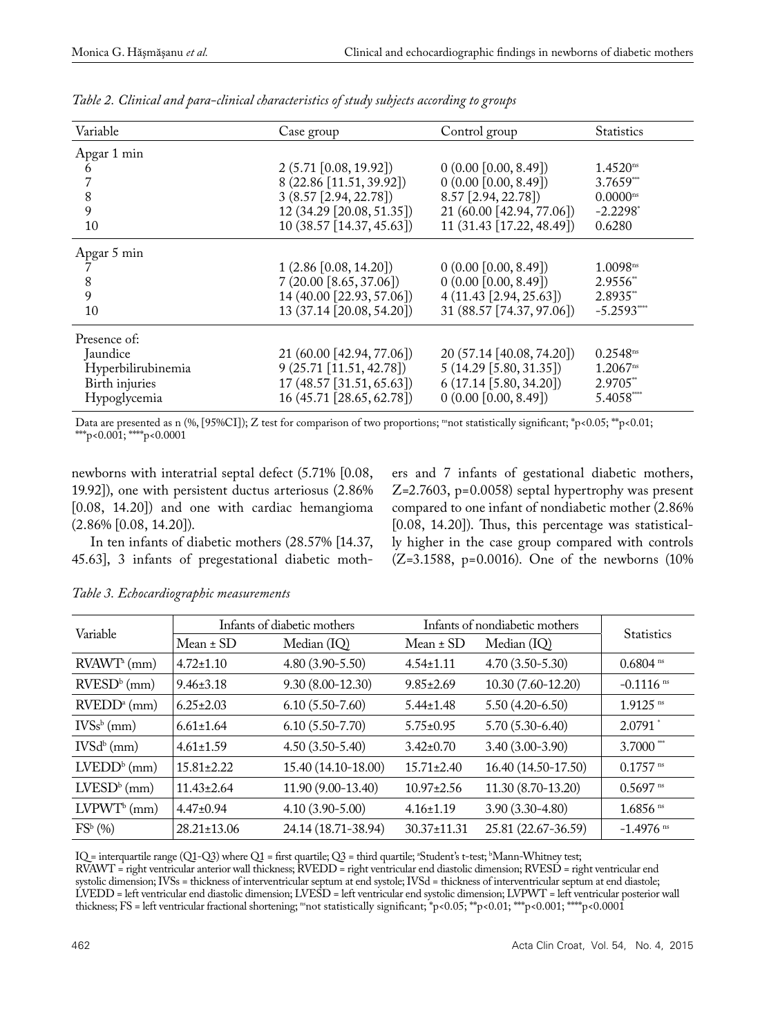*Table 2. Clinical and para-clinical characteristics of study subjects according to groups*

| Variable | Case group | Control group | Statistics |
|---|---|---|---|
| Apgar 1 min | | | |
| 6 | 2 (5.71 [0.08, 19.92]) | 0 (0.00 [0.00, 8.49]) | 1.4520[ns] |
| 7 | 8 (22.86 [11.51, 39.92]) | 0 (0.00 [0.00, 8.49]) | 3.7659[***] |
| 8 | 3 (8.57 [2.94, 22.78]) | 8.57 [2.94, 22.78]) | 0.0000[ns] |
| 9 | 12 (34.29 [20.08, 51.35]) | 21 (60.00 [42.94, 77.06]) | -2.2298[*] |
| 10 | 10 (38.57 [14.37, 45.63]) | 11 (31.43 [17.22, 48.49]) | 0.6280 |
| Apgar 5 min | | | |
| 7 | 1 (2.86 [0.08, 14.20]) | 0 (0.00 [0.00, 8.49]) | 1.0098[ns] |
| 8 | 7 (20.00 [8.65, 37.06]) | 0 (0.00 [0.00, 8.49]) | 2.9556[**] |
| 9 | 14 (40.00 [22.93, 57.06]) | 4 (11.43 [2.94, 25.63]) | 2.8935[**] |
| 10 | 13 (37.14 [20.08, 54.20]) | 31 (88.57 [74.37, 97.06]) | -5.2593[****] |
| Presence of: | | | |
| Jaundice | 21 (60.00 [42.94, 77.06]) | 20 (57.14 [40.08, 74.20]) | 0.2548[ns] |
| Hyperbilirubinemia | 9 (25.71 [11.51, 42.78]) | 5 (14.29 [5.80, 31.35]) | 1.2067[ns] |
| Birth injuries | 17 (48.57 [31.51, 65.63]) | 6 (17.14 [5.80, 34.20]) | 2.9705[**] |
| Hypoglycemia | 16 (45.71 [28.65, 62.78]) | 0 (0.00 [0.00, 8.49]) | 5.4058[****] |

Data are presented as n (%, [95%CI]); Z test for comparison of two proportions; [ns]not statistically significant; *p<0.05; **p<0.01; ***p<0.001; ****p<0.0001

newborns with interatrial septal defect (5.71% [0.08, 19.92]), one with persistent ductus arteriosus (2.86% [0.08, 14.20]) and one with cardiac hemangioma (2.86% [0.08, 14.20]).

In ten infants of diabetic mothers (28.57% [14.37, 45.63], 3 infants of pregestational diabetic mothers and 7 infants of gestational diabetic mothers, Z=2.7603, p=0.0058) septal hypertrophy was present compared to one infant of nondiabetic mother (2.86% [0.08, 14.20]). Thus, this percentage was statistically higher in the case group compared with controls (Z=3.1588, p=0.0016). One of the newborns (10%

*Table 3. Echocardiographic measurements*

| Variable | Infants of diabetic mothers | | Infants of nondiabetic mothers | | Statistics |
|---|---|---|---|---|---|
| | Mean ± SD | Median (IQ) | Mean ± SD | Median (IQ) | |
| RVAWT[a] (mm) | 4.72±1.10 | 4.80 (3.90-5.50) | 4.54±1.11 | 4.70 (3.50-5.30) | 0.6804 [ns] |
| RVESD[b] (mm) | 9.46±3.18 | 9.30 (8.00-12.30) | 9.85±2.69 | 10.30 (7.60-12.20) | -0.1116 [ns] |
| RVEDD[a] (mm) | 6.25±2.03 | 6.10 (5.50-7.60) | 5.44±1.48 | 5.50 (4.20-6.50) | 1.9125 [ns] |
| IVSs[b] (mm) | 6.61±1.64 | 6.10 (5.50-7.70) | 5.75±0.95 | 5.70 (5.30-6.40) | 2.0791 [*] |
| IVSd[b] (mm) | 4.61±1.59 | 4.50 (3.50-5.40) | 3.42±0.70 | 3.40 (3.00-3.90) | 3.7000 [***] |
| LVEDD[b] (mm) | 15.81±2.22 | 15.40 (14.10-18.00) | 15.71±2.40 | 16.40 (14.50-17.50) | 0.1757 [ns] |
| LVESD[b] (mm) | 11.43±2.64 | 11.90 (9.00-13.40) | 10.97±2.56 | 11.30 (8.70-13.20) | 0.5697 [ns] |
| LVPWT[b] (mm) | 4.47±0.94 | 4.10 (3.90-5.00) | 4.16±1.19 | 3.90 (3.30-4.80) | 1.6856 [ns] |
| FS[b] (%) | 28.21±13.06 | 24.14 (18.71-38.94) | 30.37±11.31 | 25.81 (22.67-36.59) | -1.4976 [ns] |

IQ = interquartile range (Q1-Q3) where Q1 = first quartile; Q3 = third quartile; [a]Student's t-test; [b]Mann-Whitney test;
RVAWT = right ventricular anterior wall thickness; RVEDD = right ventricular end diastolic dimension; RVESD = right ventricular end systolic dimension; IVSs = thickness of interventricular septum at end systole; IVSd = thickness of interventricular septum at end diastole; LVEDD = left ventricular end diastolic dimension; LVESD = left ventricular end systolic dimension; LVPWT = left ventricular posterior wall thickness; FS = left ventricular fractional shortening; [ns]not statistically significant; *p<0.05; **p<0.01; ***p<0.001; ****p<0.0001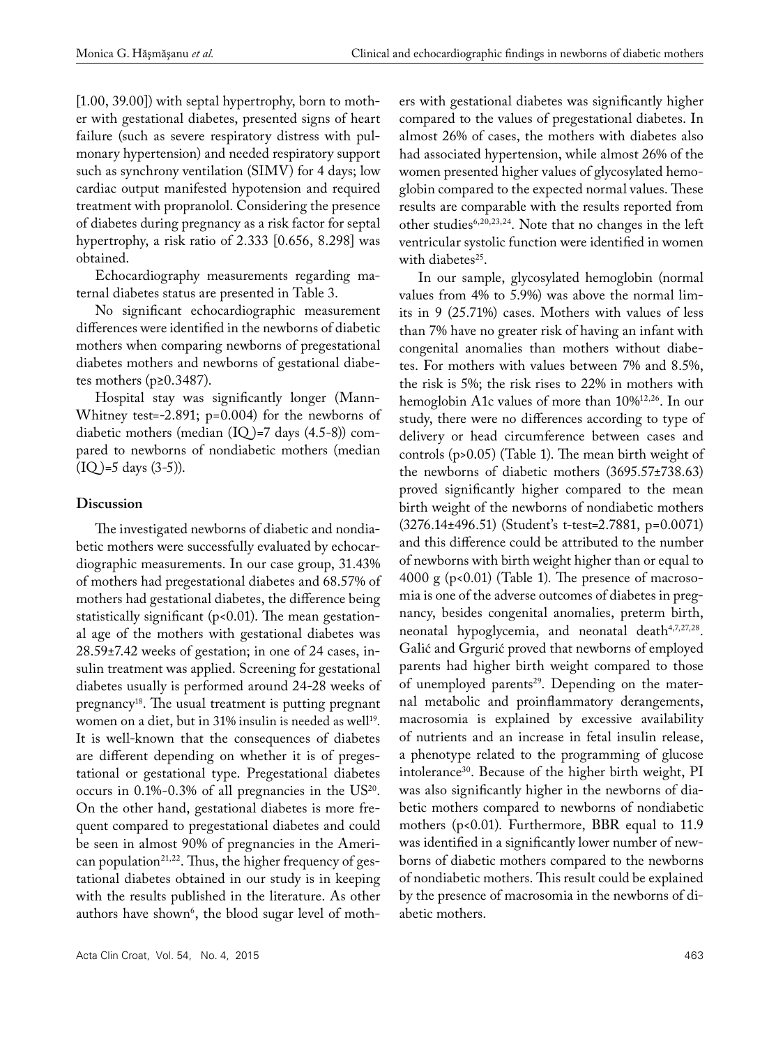[1.00, 39.00]) with septal hypertrophy, born to mother with gestational diabetes, presented signs of heart failure (such as severe respiratory distress with pulmonary hypertension) and needed respiratory support such as synchrony ventilation (SIMV) for 4 days; low cardiac output manifested hypotension and required treatment with propranolol. Considering the presence of diabetes during pregnancy as a risk factor for septal hypertrophy, a risk ratio of 2.333 [0.656, 8.298] was obtained.

Echocardiography measurements regarding maternal diabetes status are presented in Table 3.

No significant echocardiographic measurement differences were identified in the newborns of diabetic mothers when comparing newborns of pregestational diabetes mothers and newborns of gestational diabetes mothers ($p \geq 0.3487$).

Hospital stay was significantly longer (Mann-Whitney test=-2.891; p=0.004) for the newborns of diabetic mothers (median (IQ)=7 days (4.5-8)) compared to newborns of nondiabetic mothers (median (IQ)=5 days (3-5)).

## Discussion

The investigated newborns of diabetic and nondiabetic mothers were successfully evaluated by echocardiographic measurements. In our case group, 31.43% of mothers had pregestational diabetes and 68.57% of mothers had gestational diabetes, the difference being statistically significant ($p<0.01$). The mean gestational age of the mothers with gestational diabetes was 28.59±7.42 weeks of gestation; in one of 24 cases, insulin treatment was applied. Screening for gestational diabetes usually is performed around 24-28 weeks of pregnancy[18]. The usual treatment is putting pregnant women on a diet, but in 31% insulin is needed as well[19]. It is well-known that the consequences of diabetes are different depending on whether it is of pregestational or gestational type. Pregestational diabetes occurs in 0.1%-0.3% of all pregnancies in the US[20]. On the other hand, gestational diabetes is more frequent compared to pregestational diabetes and could be seen in almost 90% of pregnancies in the American population[21,22]. Thus, the higher frequency of gestational diabetes obtained in our study is in keeping with the results published in the literature. As other authors have shown[6], the blood sugar level of mothers with gestational diabetes was significantly higher compared to the values of pregestational diabetes. In almost 26% of cases, the mothers with diabetes also had associated hypertension, while almost 26% of the women presented higher values of glycosylated hemoglobin compared to the expected normal values. These results are comparable with the results reported from other studies[6,20,23,24]. Note that no changes in the left ventricular systolic function were identified in women with diabetes[25].

In our sample, glycosylated hemoglobin (normal values from 4% to 5.9%) was above the normal limits in 9 (25.71%) cases. Mothers with values of less than 7% have no greater risk of having an infant with congenital anomalies than mothers without diabetes. For mothers with values between 7% and 8.5%, the risk is 5%; the risk rises to 22% in mothers with hemoglobin A1c values of more than 10%[12,26]. In our study, there were no differences according to type of delivery or head circumference between cases and controls ($p>0.05$) (Table 1). The mean birth weight of the newborns of diabetic mothers (3695.57±738.63) proved significantly higher compared to the mean birth weight of the newborns of nondiabetic mothers (3276.14±496.51) (Student's t-test=2.7881, p=0.0071) and this difference could be attributed to the number of newborns with birth weight higher than or equal to 4000 g ($p<0.01$) (Table 1). The presence of macrosomia is one of the adverse outcomes of diabetes in pregnancy, besides congenital anomalies, preterm birth, neonatal hypoglycemia, and neonatal death[4,7,27,28]. Galić and Grgurić proved that newborns of employed parents had higher birth weight compared to those of unemployed parents[29]. Depending on the maternal metabolic and proinflammatory derangements, macrosomia is explained by excessive availability of nutrients and an increase in fetal insulin release, a phenotype related to the programming of glucose intolerance[30]. Because of the higher birth weight, PI was also significantly higher in the newborns of diabetic mothers compared to newborns of nondiabetic mothers ($p<0.01$). Furthermore, BBR equal to 11.9 was identified in a significantly lower number of newborns of diabetic mothers compared to the newborns of nondiabetic mothers. This result could be explained by the presence of macrosomia in the newborns of diabetic mothers.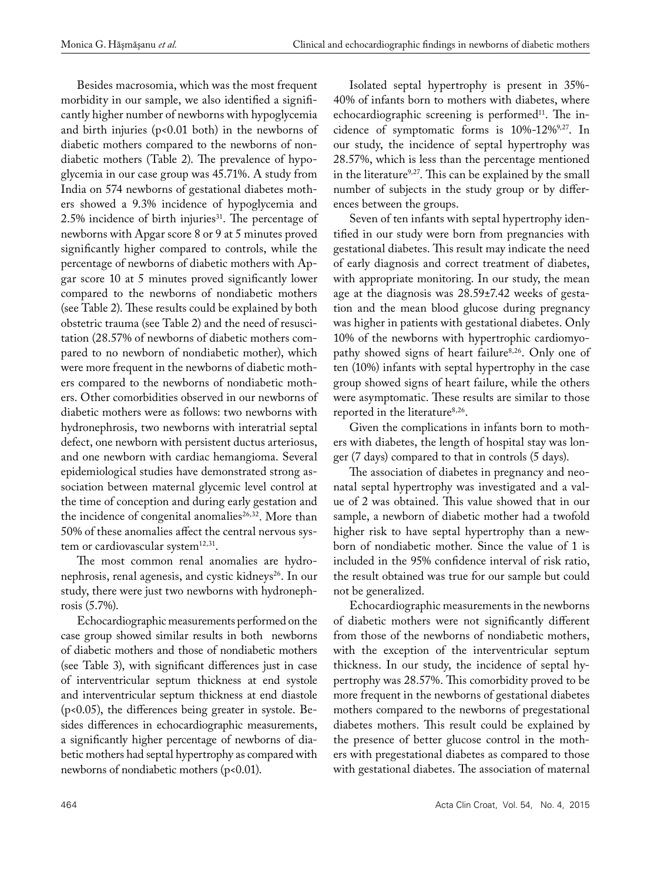Besides macrosomia, which was the most frequent morbidity in our sample, we also identified a significantly higher number of newborns with hypoglycemia and birth injuries ($p<0.01$ both) in the newborns of diabetic mothers compared to the newborns of nondiabetic mothers (Table 2). The prevalence of hypoglycemia in our case group was 45.71%. A study from India on 574 newborns of gestational diabetes mothers showed a 9.3% incidence of hypoglycemia and 2.5% incidence of birth injuries[31]. The percentage of newborns with Apgar score 8 or 9 at 5 minutes proved significantly higher compared to controls, while the percentage of newborns of diabetic mothers with Apgar score 10 at 5 minutes proved significantly lower compared to the newborns of nondiabetic mothers (see Table 2). These results could be explained by both obstetric trauma (see Table 2) and the need of resuscitation (28.57% of newborns of diabetic mothers compared to no newborn of nondiabetic mother), which were more frequent in the newborns of diabetic mothers compared to the newborns of nondiabetic mothers. Other comorbidities observed in our newborns of diabetic mothers were as follows: two newborns with hydronephrosis, two newborns with interatrial septal defect, one newborn with persistent ductus arteriosus, and one newborn with cardiac hemangioma. Several epidemiological studies have demonstrated strong association between maternal glycemic level control at the time of conception and during early gestation and the incidence of congenital anomalies[26,32]. More than 50% of these anomalies affect the central nervous system or cardiovascular system[12,31].

The most common renal anomalies are hydronephrosis, renal agenesis, and cystic kidneys[26]. In our study, there were just two newborns with hydronephrosis (5.7%).

Echocardiographic measurements performed on the case group showed similar results in both newborns of diabetic mothers and those of nondiabetic mothers (see Table 3), with significant differences just in case of interventricular septum thickness at end systole and interventricular septum thickness at end diastole ($p<0.05$), the differences being greater in systole. Besides differences in echocardiographic measurements, a significantly higher percentage of newborns of diabetic mothers had septal hypertrophy as compared with newborns of nondiabetic mothers ($p<0.01$).

Isolated septal hypertrophy is present in 35%-40% of infants born to mothers with diabetes, where echocardiographic screening is performed[11]. The incidence of symptomatic forms is 10%-12%[9,27]. In our study, the incidence of septal hypertrophy was 28.57%, which is less than the percentage mentioned in the literature[9,27]. This can be explained by the small number of subjects in the study group or by differences between the groups.

Seven of ten infants with septal hypertrophy identified in our study were born from pregnancies with gestational diabetes. This result may indicate the need of early diagnosis and correct treatment of diabetes, with appropriate monitoring. In our study, the mean age at the diagnosis was 28.59±7.42 weeks of gestation and the mean blood glucose during pregnancy was higher in patients with gestational diabetes. Only 10% of the newborns with hypertrophic cardiomyopathy showed signs of heart failure[8,26]. Only one of ten (10%) infants with septal hypertrophy in the case group showed signs of heart failure, while the others were asymptomatic. These results are similar to those reported in the literature[8,26].

Given the complications in infants born to mothers with diabetes, the length of hospital stay was longer (7 days) compared to that in controls (5 days).

The association of diabetes in pregnancy and neonatal septal hypertrophy was investigated and a value of 2 was obtained. This value showed that in our sample, a newborn of diabetic mother had a twofold higher risk to have septal hypertrophy than a newborn of nondiabetic mother. Since the value of 1 is included in the 95% confidence interval of risk ratio, the result obtained was true for our sample but could not be generalized.

Echocardiographic measurements in the newborns of diabetic mothers were not significantly different from those of the newborns of nondiabetic mothers, with the exception of the interventricular septum thickness. In our study, the incidence of septal hypertrophy was 28.57%. This comorbidity proved to be more frequent in the newborns of gestational diabetes mothers compared to the newborns of pregestational diabetes mothers. This result could be explained by the presence of better glucose control in the mothers with pregestational diabetes as compared to those with gestational diabetes. The association of maternal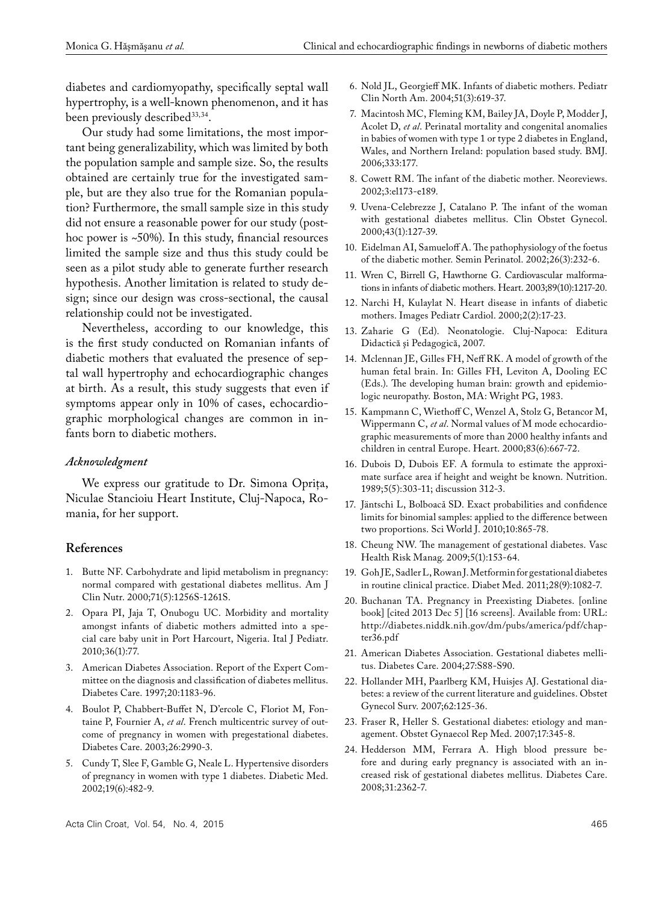diabetes and cardiomyopathy, specifically septal wall hypertrophy, is a well-known phenomenon, and it has been previously described[33,34].

Our study had some limitations, the most important being generalizability, which was limited by both the population sample and sample size. So, the results obtained are certainly true for the investigated sample, but are they also true for the Romanian population? Furthermore, the small sample size in this study did not ensure a reasonable power for our study (post-hoc power is ~50%). In this study, financial resources limited the sample size and thus this study could be seen as a pilot study able to generate further research hypothesis. Another limitation is related to study design; since our design was cross-sectional, the causal relationship could not be investigated.

Nevertheless, according to our knowledge, this is the first study conducted on Romanian infants of diabetic mothers that evaluated the presence of septal wall hypertrophy and echocardiographic changes at birth. As a result, this study suggests that even if symptoms appear only in 10% of cases, echocardiographic morphological changes are common in infants born to diabetic mothers.

### *Acknowledgment*

We express our gratitude to Dr. Simona Oprița, Niculae Stancioiu Heart Institute, Cluj-Napoca, Romania, for her support.

## References

1. Butte NF. Carbohydrate and lipid metabolism in pregnancy: normal compared with gestational diabetes mellitus. Am J Clin Nutr. 2000;71(5):1256S-1261S.
2. Opara PI, Jaja T, Onubogu UC. Morbidity and mortality amongst infants of diabetic mothers admitted into a special care baby unit in Port Harcourt, Nigeria. Ital J Pediatr. 2010;36(1):77.
3. American Diabetes Association. Report of the Expert Committee on the diagnosis and classification of diabetes mellitus. Diabetes Care. 1997;20:1183-96.
4. Boulot P, Chabbert-Buffet N, D'ercole C, Floriot M, Fontaine P, Fournier A, *et al*. French multicentric survey of outcome of pregnancy in women with pregestational diabetes. Diabetes Care. 2003;26:2990-3.
5. Cundy T, Slee F, Gamble G, Neale L. Hypertensive disorders of pregnancy in women with type 1 diabetes. Diabetic Med. 2002;19(6):482-9.
6. Nold JL, Georgieff MK. Infants of diabetic mothers. Pediatr Clin North Am. 2004;51(3):619-37.
7. Macintosh MC, Fleming KM, Bailey JA, Doyle P, Modder J, Acolet D, *et al*. Perinatal mortality and congenital anomalies in babies of women with type 1 or type 2 diabetes in England, Wales, and Northern Ireland: population based study. BMJ. 2006;333:177.
8. Cowett RM. The infant of the diabetic mother. Neoreviews. 2002;3:el173-e189.
9. Uvena-Celebrezze J, Catalano P. The infant of the woman with gestational diabetes mellitus. Clin Obstet Gynecol. 2000;43(1):127-39.
10. Eidelman AI, Samueloff A. The pathophysiology of the foetus of the diabetic mother. Semin Perinatol. 2002;26(3):232-6.
11. Wren C, Birrell G, Hawthorne G. Cardiovascular malformations in infants of diabetic mothers. Heart. 2003;89(10):1217-20.
12. Narchi H, Kulaylat N. Heart disease in infants of diabetic mothers. Images Pediatr Cardiol. 2000;2(2):17-23.
13. Zaharie G (Ed). Neonatologie. Cluj-Napoca: Editura Didactică și Pedagogică, 2007.
14. Mclennan JE, Gilles FH, Neff RK. A model of growth of the human fetal brain. In: Gilles FH, Leviton A, Dooling EC (Eds.). The developing human brain: growth and epidemiologic neuropathy. Boston, MA: Wright PG, 1983.
15. Kampmann C, Wiethoff C, Wenzel A, Stolz G, Betancor M, Wippermann C, *et al*. Normal values of M mode echocardiographic measurements of more than 2000 healthy infants and children in central Europe. Heart. 2000;83(6):667-72.
16. Dubois D, Dubois EF. A formula to estimate the approximate surface area if height and weight be known. Nutrition. 1989;5(5):303-11; discussion 312-3.
17. Jäntschi L, Bolboacă SD. Exact probabilities and confidence limits for binomial samples: applied to the difference between two proportions. Sci World J. 2010;10:865-78.
18. Cheung NW. The management of gestational diabetes. Vasc Health Risk Manag. 2009;5(1):153-64.
19. Goh JE, Sadler L, Rowan J. Metformin for gestational diabetes in routine clinical practice. Diabet Med. 2011;28(9):1082-7.
20. Buchanan TA. Pregnancy in Preexisting Diabetes. [online book] [cited 2013 Dec 5] [16 screens]. Available from: URL: http://diabetes.niddk.nih.gov/dm/pubs/america/pdf/chapter36.pdf
21. American Diabetes Association. Gestational diabetes mellitus. Diabetes Care. 2004;27:S88-S90.
22. Hollander MH, Paarlberg KM, Huisjes AJ. Gestational diabetes: a review of the current literature and guidelines. Obstet Gynecol Surv. 2007;62:125-36.
23. Fraser R, Heller S. Gestational diabetes: etiology and management. Obstet Gynaecol Rep Med. 2007;17:345-8.
24. Hedderson MM, Ferrara A. High blood pressure before and during early pregnancy is associated with an increased risk of gestational diabetes mellitus. Diabetes Care. 2008;31:2362-7.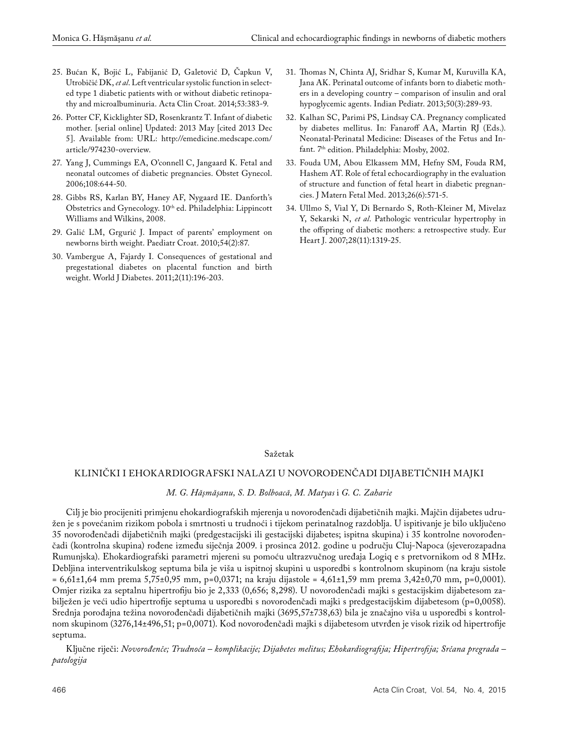25. Bućan K, Bojić L, Fabijanić D, Galetović D, Čapkun V, Utrobičić DK, *et al*. Left ventricular systolic function in selected type 1 diabetic patients with or without diabetic retinopathy and microalbuminuria. Acta Clin Croat. 2014;53:383-9.
26. Potter CF, Kicklighter SD, Rosenkrantz T. Infant of diabetic mother. [serial online] Updated: 2013 May [cited 2013 Dec 5]. Available from: URL: http://emedicine.medscape.com/article/974230-overview.
27. Yang J, Cummings EA, O'connell C, Jangaard K. Fetal and neonatal outcomes of diabetic pregnancies. Obstet Gynecol. 2006;108:644-50.
28. Gibbs RS, Karlan BY, Haney AF, Nygaard IE. Danforth's Obstetrics and Gynecology. 10th ed. Philadelphia: Lippincott Williams and Wilkins, 2008.
29. Galić LM, Grgurić J. Impact of parents' employment on newborns birth weight. Paediatr Croat. 2010;54(2):87.
30. Vambergue A, Fajardy I. Consequences of gestational and pregestational diabetes on placental function and birth weight. World J Diabetes. 2011;2(11):196-203.
31. Thomas N, Chinta AJ, Sridhar S, Kumar M, Kuruvilla KA, Jana AK. Perinatal outcome of infants born to diabetic mothers in a developing country – comparison of insulin and oral hypoglycemic agents. Indian Pediatr. 2013;50(3):289-93.
32. Kalhan SC, Parimi PS, Lindsay CA. Pregnancy complicated by diabetes mellitus. In: Fanaroff AA, Martin RJ (Eds.). Neonatal-Perinatal Medicine: Diseases of the Fetus and Infant. 7th edition. Philadelphia: Mosby, 2002.
33. Fouda UM, Abou Elkassem MM, Hefny SM, Fouda RM, Hashem AT. Role of fetal echocardiography in the evaluation of structure and function of fetal heart in diabetic pregnancies. J Matern Fetal Med. 2013;26(6):571-5.
34. Ullmo S, Vial Y, Di Bernardo S, Roth-Kleiner M, Mivelaz Y, Sekarski N, *et al*. Pathologic ventricular hypertrophy in the offspring of diabetic mothers: a retrospective study. Eur Heart J. 2007;28(11):1319-25.

## Sažetak

### KLINIČKI I EHOKARDIOGRAFSKI NALAZI U NOVOROĐENČADI DIJABETIČNIH MAJKI

*M. G. Hăşmăşanu, S. D. Bolboacă, M. Matyas* i *G. C. Zaharie*

Cilj je bio procijeniti primjenu ehokardiografskih mjerenja u novorođenčadi dijabetičnih majki. Majčin dijabetes udružen je s povećanim rizikom pobola i smrtnosti u trudnoći i tijekom perinatalnog razdoblja. U ispitivanje je bilo uključeno 35 novorođenčadi dijabetičnih majki (predgestacijski ili gestacijski dijabetes; ispitna skupina) i 35 kontrolne novorođenčadi (kontrolna skupina) rođene između siječnja 2009. i prosinca 2012. godine u području Cluj-Napoca (sjeverozapadna Rumunjska). Ehokardiografski parametri mjereni su pomoću ultrazvučnog uređaja Logiq e s pretvornikom od 8 MHz. Debljina interventrikulskog septuma bila je viša u ispitnoj skupini u usporedbi s kontrolnom skupinom (na kraju sistole = 6,61±1,64 mm prema 5,75±0,95 mm, p=0,0371; na kraju dijastole = 4,61±1,59 mm prema 3,42±0,70 mm, p=0,0001). Omjer rizika za septalnu hipertrofiju bio je 2,333 (0,656; 8,298). U novorođenčadi majki s gestacijskim dijabetesom zabilježen je veći udio hipertrofije septuma u usporedbi s novorođenčadi majki s predgestacijskim dijabetesom (p=0,0058). Srednja porođajna težina novorođenčadi dijabetičnih majki (3695,57±738,63) bila je značajno viša u usporedbi s kontrolnom skupinom (3276,14±496,51; p=0,0071). Kod novorođenčadi majki s dijabetesom utvrđen je visok rizik od hipertrofije septuma.

Ključne riječi: *Novorođenče; Trudnoća – komplikacije; Dijabetes melitus; Ehokardiografija; Hipertrofija; Srčana pregrada – patologija*